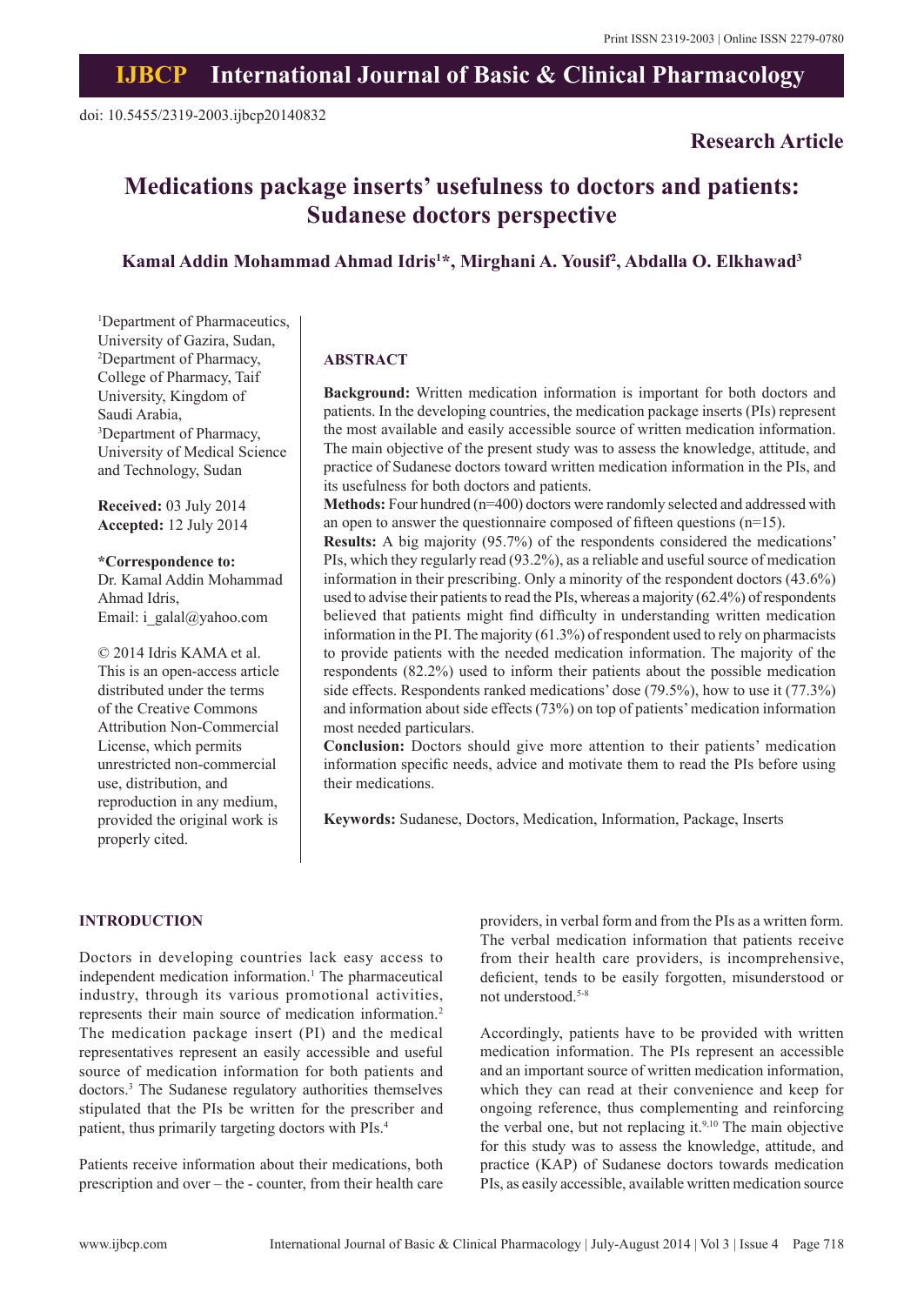doi: 10.5455/2319-2003.ijbcp20140832

**Research Article**

# Medications package inserts' usefulness to doctors and patients: Sudanese doctors perspective

**Kamal Addin Mohammad Ahmad Idris[1]*, Mirghani A. Yousif[2], Abdalla O. Elkhawad[3]**

[1]Department of Pharmaceutics, University of Gazira, Sudan, [2]Department of Pharmacy, College of Pharmacy, Taif University, Kingdom of Saudi Arabia, [3]Department of Pharmacy, University of Medical Science and Technology, Sudan

**Received:** 03 July 2014
**Accepted:** 12 July 2014

**\*Correspondence to:**
Dr. Kamal Addin Mohammad Ahmad Idris,
Email: i_galal@yahoo.com

© 2014 Idris KAMA et al. This is an open-access article distributed under the terms of the Creative Commons Attribution Non-Commercial License, which permits unrestricted non-commercial use, distribution, and reproduction in any medium, provided the original work is properly cited.

## ABSTRACT

**Background:** Written medication information is important for both doctors and patients. In the developing countries, the medication package inserts (PIs) represent the most available and easily accessible source of written medication information. The main objective of the present study was to assess the knowledge, attitude, and practice of Sudanese doctors toward written medication information in the PIs, and its usefulness for both doctors and patients.

**Methods:** Four hundred (n=400) doctors were randomly selected and addressed with an open to answer the questionnaire composed of fifteen questions (n=15).

**Results:** A big majority (95.7%) of the respondents considered the medications' PIs, which they regularly read (93.2%), as a reliable and useful source of medication information in their prescribing. Only a minority of the respondent doctors (43.6%) used to advise their patients to read the PIs, whereas a majority (62.4%) of respondents believed that patients might find difficulty in understanding written medication information in the PI. The majority (61.3%) of respondent used to rely on pharmacists to provide patients with the needed medication information. The majority of the respondents (82.2%) used to inform their patients about the possible medication side effects. Respondents ranked medications' dose (79.5%), how to use it (77.3%) and information about side effects (73%) on top of patients' medication information most needed particulars.

**Conclusion:** Doctors should give more attention to their patients' medication information specific needs, advice and motivate them to read the PIs before using their medications.

**Keywords:** Sudanese, Doctors, Medication, Information, Package, Inserts

## INTRODUCTION

Doctors in developing countries lack easy access to independent medication information.[1] The pharmaceutical industry, through its various promotional activities, represents their main source of medication information.[2] The medication package insert (PI) and the medical representatives represent an easily accessible and useful source of medication information for both patients and doctors.[3] The Sudanese regulatory authorities themselves stipulated that the PIs be written for the prescriber and patient, thus primarily targeting doctors with PIs.[4]

Patients receive information about their medications, both prescription and over – the - counter, from their health care providers, in verbal form and from the PIs as a written form. The verbal medication information that patients receive from their health care providers, is incomprehensive, deficient, tends to be easily forgotten, misunderstood or not understood.[5-8]

Accordingly, patients have to be provided with written medication information. The PIs represent an accessible and an important source of written medication information, which they can read at their convenience and keep for ongoing reference, thus complementing and reinforcing the verbal one, but not replacing it.[9,10] The main objective for this study was to assess the knowledge, attitude, and practice (KAP) of Sudanese doctors towards medication PIs, as easily accessible, available written medication source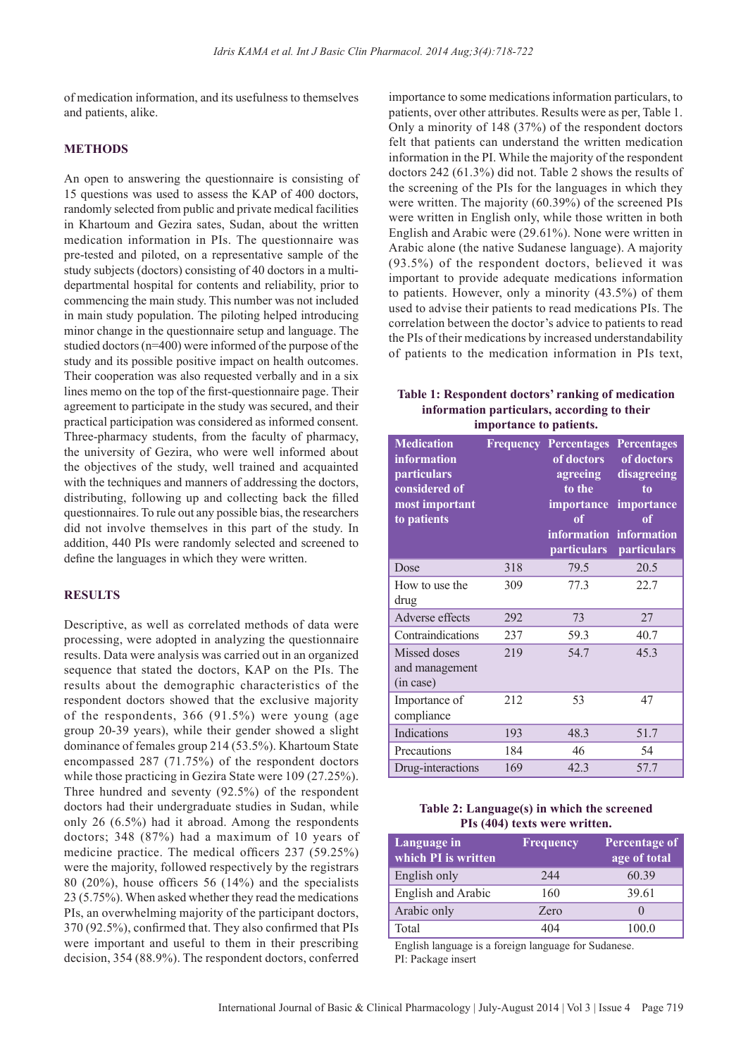of medication information, and its usefulness to themselves and patients, alike.

## METHODS

An open to answering the questionnaire is consisting of 15 questions was used to assess the KAP of 400 doctors, randomly selected from public and private medical facilities in Khartoum and Gezira sates, Sudan, about the written medication information in PIs. The questionnaire was pre-tested and piloted, on a representative sample of the study subjects (doctors) consisting of 40 doctors in a multi-departmental hospital for contents and reliability, prior to commencing the main study. This number was not included in main study population. The piloting helped introducing minor change in the questionnaire setup and language. The studied doctors (n=400) were informed of the purpose of the study and its possible positive impact on health outcomes. Their cooperation was also requested verbally and in a six lines memo on the top of the first-questionnaire page. Their agreement to participate in the study was secured, and their practical participation was considered as informed consent. Three-pharmacy students, from the faculty of pharmacy, the university of Gezira, who were well informed about the objectives of the study, well trained and acquainted with the techniques and manners of addressing the doctors, distributing, following up and collecting back the filled questionnaires. To rule out any possible bias, the researchers did not involve themselves in this part of the study. In addition, 440 PIs were randomly selected and screened to define the languages in which they were written.

## RESULTS

Descriptive, as well as correlated methods of data were processing, were adopted in analyzing the questionnaire results. Data were analysis was carried out in an organized sequence that stated the doctors, KAP on the PIs. The results about the demographic characteristics of the respondent doctors showed that the exclusive majority of the respondents, 366 (91.5%) were young (age group 20-39 years), while their gender showed a slight dominance of females group 214 (53.5%). Khartoum State encompassed 287 (71.75%) of the respondent doctors while those practicing in Gezira State were 109 (27.25%). Three hundred and seventy (92.5%) of the respondent doctors had their undergraduate studies in Sudan, while only 26 (6.5%) had it abroad. Among the respondents doctors; 348 (87%) had a maximum of 10 years of medicine practice. The medical officers 237 (59.25%) were the majority, followed respectively by the registrars 80 (20%), house officers 56 (14%) and the specialists 23 (5.75%). When asked whether they read the medications PIs, an overwhelming majority of the participant doctors, 370 (92.5%), confirmed that. They also confirmed that PIs were important and useful to them in their prescribing decision, 354 (88.9%). The respondent doctors, conferred importance to some medications information particulars, to patients, over other attributes. Results were as per, Table 1. Only a minority of 148 (37%) of the respondent doctors felt that patients can understand the written medication information in the PI. While the majority of the respondent doctors 242 (61.3%) did not. Table 2 shows the results of the screening of the PIs for the languages in which they were written. The majority (60.39%) of the screened PIs were written in English only, while those written in both English and Arabic were (29.61%). None were written in Arabic alone (the native Sudanese language). A majority (93.5%) of the respondent doctors, believed it was important to provide adequate medications information to patients. However, only a minority (43.5%) of them used to advise their patients to read medications PIs. The correlation between the doctor's advice to patients to read the PIs of their medications by increased understandability of patients to the medication information in PIs text,

**Table 1: Respondent doctors' ranking of medication information particulars, according to their importance to patients.**

| Medication information particulars considered of most important to patients | Frequency | Percentages of doctors agreeing to the importance of information particulars | Percentages of doctors disagreeing to importance of information particulars |
|---|---|---|---|
| Dose | 318 | 79.5 | 20.5 |
| How to use the drug | 309 | 77.3 | 22.7 |
| Adverse effects | 292 | 73 | 27 |
| Contraindications | 237 | 59.3 | 40.7 |
| Missed doses and management (in case) | 219 | 54.7 | 45.3 |
| Importance of compliance | 212 | 53 | 47 |
| Indications | 193 | 48.3 | 51.7 |
| Precautions | 184 | 46 | 54 |
| Drug-interactions | 169 | 42.3 | 57.7 |

**Table 2: Language(s) in which the screened PIs (404) texts were written.**

| Language in which PI is written | Frequency | Percentage of age of total |
|---|---|---|
| English only | 244 | 60.39 |
| English and Arabic | 160 | 39.61 |
| Arabic only | Zero | 0 |
| Total | 404 | 100.0 |

English language is a foreign language for Sudanese.
PI: Package insert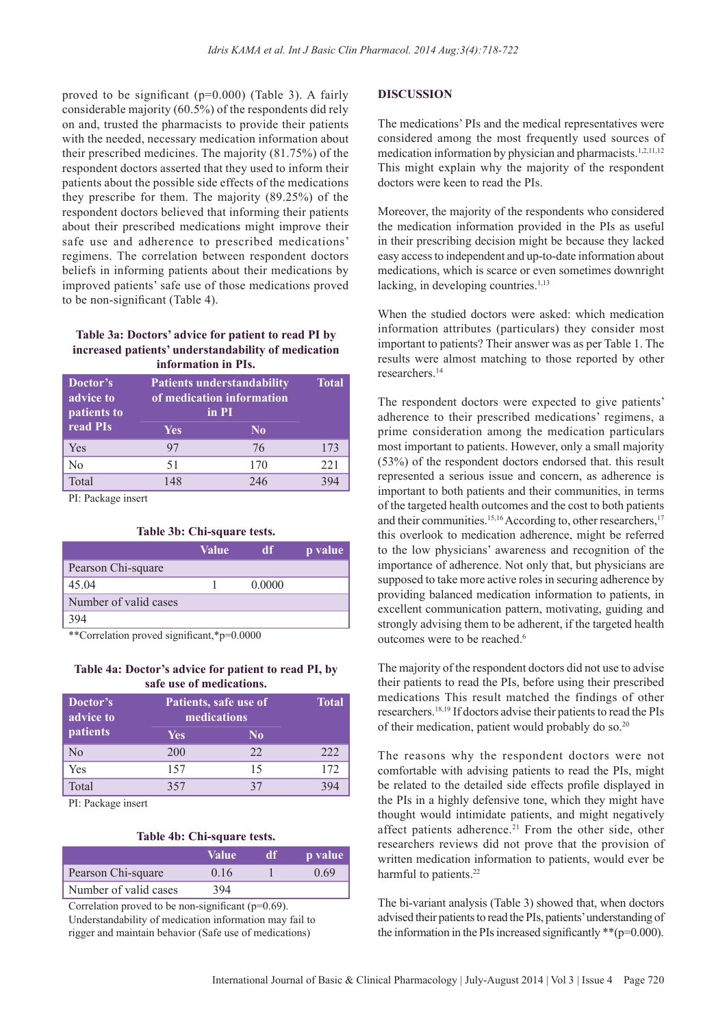proved to be significant (p=0.000) (Table 3). A fairly considerable majority (60.5%) of the respondents did rely on and, trusted the pharmacists to provide their patients with the needed, necessary medication information about their prescribed medicines. The majority (81.75%) of the respondent doctors asserted that they used to inform their patients about the possible side effects of the medications they prescribe for them. The majority (89.25%) of the respondent doctors believed that informing their patients about their prescribed medications might improve their safe use and adherence to prescribed medications' regimens. The correlation between respondent doctors beliefs in informing patients about their medications by improved patients' safe use of those medications proved to be non-significant (Table 4).

**Table 3a: Doctors' advice for patient to read PI by increased patients' understandability of medication information in PIs.**

| Doctor's advice to patients to read PIs | Patients understandability of medication information in PI | | Total |
|---|---|---|---|
| | Yes | No | |
| Yes | 97 | 76 | 173 |
| No | 51 | 170 | 221 |
| Total | 148 | 246 | 394 |

PI: Package insert

**Table 3b: Chi-square tests.**

| | Value | df | p value |
|---|---|---|---|
| Pearson Chi-square | | | |
| 45.04 | 1 | 0.0000 | |
| Number of valid cases | | | |
| 394 | | | |

**Correlation proved significant,*p=0.0000

**Table 4a: Doctor's advice for patient to read PI, by safe use of medications.**

| Doctor's advice to patients | Patients, safe use of medications | | Total |
|---|---|---|---|
| | Yes | No | |
| No | 200 | 22 | 222 |
| Yes | 157 | 15 | 172 |
| Total | 357 | 37 | 394 |

PI: Package insert

**Table 4b: Chi-square tests.**

| | Value | df | p value |
|---|---|---|---|
| Pearson Chi-square | 0.16 | 1 | 0.69 |
| Number of valid cases | 394 | | |

Correlation proved to be non-significant (p=0.69). Understandability of medication information may fail to rigger and maintain behavior (Safe use of medications)

## DISCUSSION

The medications' PIs and the medical representatives were considered among the most frequently used sources of medication information by physician and pharmacists.[1,2,11,12] This might explain why the majority of the respondent doctors were keen to read the PIs.

Moreover, the majority of the respondents who considered the medication information provided in the PIs as useful in their prescribing decision might be because they lacked easy access to independent and up-to-date information about medications, which is scarce or even sometimes downright lacking, in developing countries.[1,13]

When the studied doctors were asked: which medication information attributes (particulars) they consider most important to patients? Their answer was as per Table 1. The results were almost matching to those reported by other researchers.[14]

The respondent doctors were expected to give patients' adherence to their prescribed medications' regimens, a prime consideration among the medication particulars most important to patients. However, only a small majority (53%) of the respondent doctors endorsed that. this result represented a serious issue and concern, as adherence is important to both patients and their communities, in terms of the targeted health outcomes and the cost to both patients and their communities.[15,16] According to, other researchers,[17] this overlook to medication adherence, might be referred to the low physicians' awareness and recognition of the importance of adherence. Not only that, but physicians are supposed to take more active roles in securing adherence by providing balanced medication information to patients, in excellent communication pattern, motivating, guiding and strongly advising them to be adherent, if the targeted health outcomes were to be reached.[6]

The majority of the respondent doctors did not use to advise their patients to read the PIs, before using their prescribed medications This result matched the findings of other researchers.[18,19] If doctors advise their patients to read the PIs of their medication, patient would probably do so.[20]

The reasons why the respondent doctors were not comfortable with advising patients to read the PIs, might be related to the detailed side effects profile displayed in the PIs in a highly defensive tone, which they might have thought would intimidate patients, and might negatively affect patients adherence.[21] From the other side, other researchers reviews did not prove that the provision of written medication information to patients, would ever be harmful to patients.[22]

The bi-variant analysis (Table 3) showed that, when doctors advised their patients to read the PIs, patients' understanding of the information in the PIs increased significantly **(p=0.000).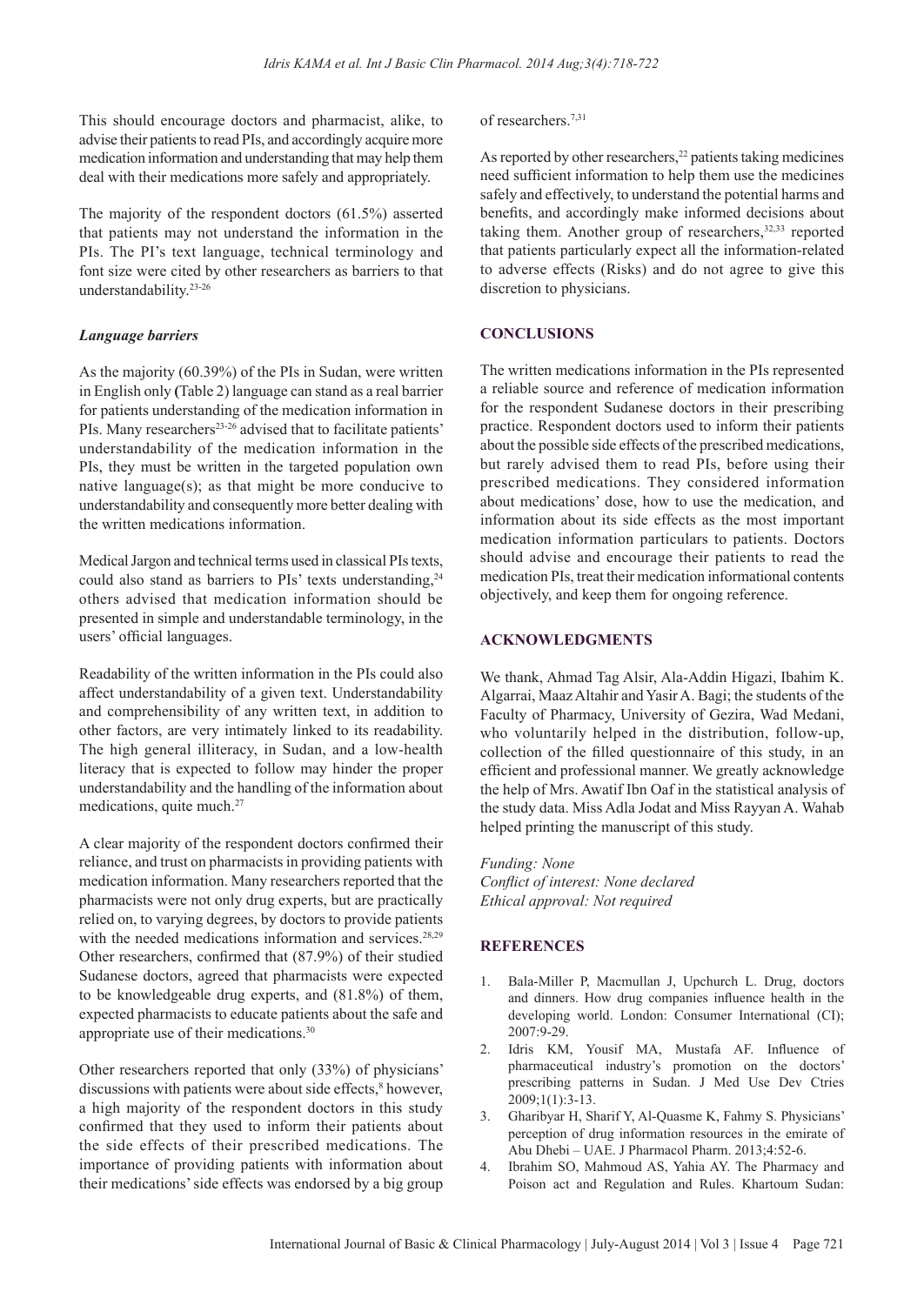This should encourage doctors and pharmacist, alike, to advise their patients to read PIs, and accordingly acquire more medication information and understanding that may help them deal with their medications more safely and appropriately.

The majority of the respondent doctors (61.5%) asserted that patients may not understand the information in the PIs. The PI's text language, technical terminology and font size were cited by other researchers as barriers to that understandability.[23-26]

### *Language barriers*

As the majority (60.39%) of the PIs in Sudan, were written in English only (Table 2) language can stand as a real barrier for patients understanding of the medication information in PIs. Many researchers[23-26] advised that to facilitate patients' understandability of the medication information in the PIs, they must be written in the targeted population own native language(s); as that might be more conducive to understandability and consequently more better dealing with the written medications information.

Medical Jargon and technical terms used in classical PIs texts, could also stand as barriers to PIs' texts understanding,[24] others advised that medication information should be presented in simple and understandable terminology, in the users' official languages.

Readability of the written information in the PIs could also affect understandability of a given text. Understandability and comprehensibility of any written text, in addition to other factors, are very intimately linked to its readability. The high general illiteracy, in Sudan, and a low-health literacy that is expected to follow may hinder the proper understandability and the handling of the information about medications, quite much.[27]

A clear majority of the respondent doctors confirmed their reliance, and trust on pharmacists in providing patients with medication information. Many researchers reported that the pharmacists were not only drug experts, but are practically relied on, to varying degrees, by doctors to provide patients with the needed medications information and services.[28,29] Other researchers, confirmed that (87.9%) of their studied Sudanese doctors, agreed that pharmacists were expected to be knowledgeable drug experts, and (81.8%) of them, expected pharmacists to educate patients about the safe and appropriate use of their medications.[30]

Other researchers reported that only (33%) of physicians' discussions with patients were about side effects,[8] however, a high majority of the respondent doctors in this study confirmed that they used to inform their patients about the side effects of their prescribed medications. The importance of providing patients with information about their medications' side effects was endorsed by a big group of researchers.[7,31]

As reported by other researchers,[22] patients taking medicines need sufficient information to help them use the medicines safely and effectively, to understand the potential harms and benefits, and accordingly make informed decisions about taking them. Another group of researchers,[32,33] reported that patients particularly expect all the information-related to adverse effects (Risks) and do not agree to give this discretion to physicians.

## CONCLUSIONS

The written medications information in the PIs represented a reliable source and reference of medication information for the respondent Sudanese doctors in their prescribing practice. Respondent doctors used to inform their patients about the possible side effects of the prescribed medications, but rarely advised them to read PIs, before using their prescribed medications. They considered information about medications' dose, how to use the medication, and information about its side effects as the most important medication information particulars to patients. Doctors should advise and encourage their patients to read the medication PIs, treat their medication informational contents objectively, and keep them for ongoing reference.

## ACKNOWLEDGMENTS

We thank, Ahmad Tag Alsir, Ala-Addin Higazi, Ibahim K. Algarrai, Maaz Altahir and Yasir A. Bagi; the students of the Faculty of Pharmacy, University of Gezira, Wad Medani, who voluntarily helped in the distribution, follow-up, collection of the filled questionnaire of this study, in an efficient and professional manner. We greatly acknowledge the help of Mrs. Awatif Ibn Oaf in the statistical analysis of the study data. Miss Adla Jodat and Miss Rayyan A. Wahab helped printing the manuscript of this study.

*Funding: None*
*Conflict of interest: None declared*
*Ethical approval: Not required*

## REFERENCES

1. Bala-Miller P, Macmullan J, Upchurch L. Drug, doctors and dinners. How drug companies influence health in the developing world. London: Consumer International (CI); 2007:9-29.
2. Idris KM, Yousif MA, Mustafa AF. Influence of pharmaceutical industry's promotion on the doctors' prescribing patterns in Sudan. J Med Use Dev Ctries 2009;1(1):3-13.
3. Gharibyar H, Sharif Y, Al-Quasme K, Fahmy S. Physicians' perception of drug information resources in the emirate of Abu Dhebi – UAE. J Pharmacol Pharm. 2013;4:52-6.
4. Ibrahim SO, Mahmoud AS, Yahia AY. The Pharmacy and Poison act and Regulation and Rules. Khartoum Sudan: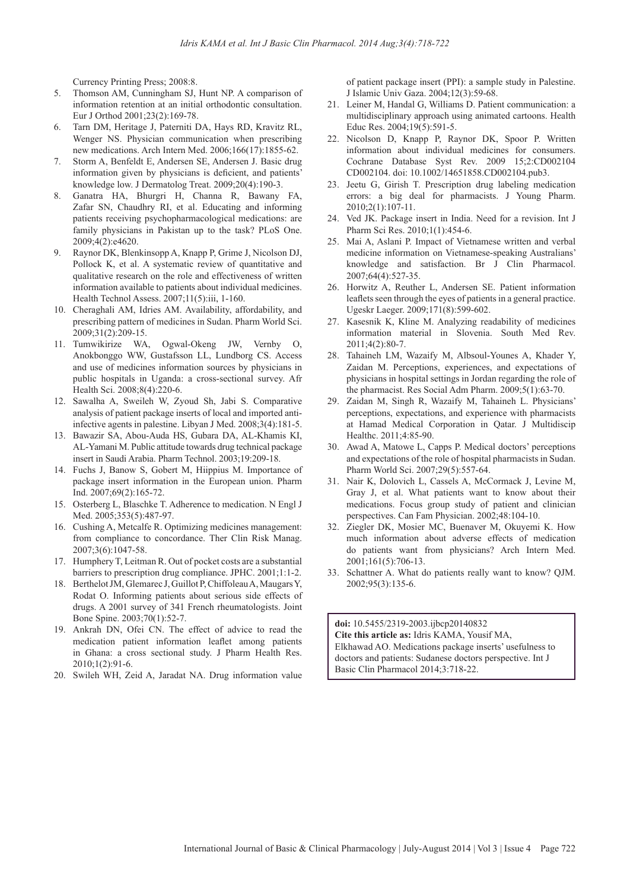Currency Printing Press; 2008:8.

5. Thomson AM, Cunningham SJ, Hunt NP. A comparison of information retention at an initial orthodontic consultation. Eur J Orthod 2001;23(2):169-78.
6. Tarn DM, Heritage J, Paterniti DA, Hays RD, Kravitz RL, Wenger NS. Physician communication when prescribing new medications. Arch Intern Med. 2006;166(17):1855-62.
7. Storm A, Benfeldt E, Andersen SE, Andersen J. Basic drug information given by physicians is deficient, and patients' knowledge low. J Dermatolog Treat. 2009;20(4):190-3.
8. Ganatra HA, Bhurgri H, Channa R, Bawany FA, Zafar SN, Chaudhry RI, et al. Educating and informing patients receiving psychopharmacological medications: are family physicians in Pakistan up to the task? PLoS One. 2009;4(2):e4620.
9. Raynor DK, Blenkinsopp A, Knapp P, Grime J, Nicolson DJ, Pollock K, et al. A systematic review of quantitative and qualitative research on the role and effectiveness of written information available to patients about individual medicines. Health Technol Assess. 2007;11(5):iii, 1-160.
10. Cheraghali AM, Idries AM. Availability, affordability, and prescribing pattern of medicines in Sudan. Pharm World Sci. 2009;31(2):209-15.
11. Tumwikirize WA, Ogwal-Okeng JW, Vernby O, Anokbonggo WW, Gustafsson LL, Lundborg CS. Access and use of medicines information sources by physicians in public hospitals in Uganda: a cross-sectional survey. Afr Health Sci. 2008;8(4):220-6.
12. Sawalha A, Sweileh W, Zyoud Sh, Jabi S. Comparative analysis of patient package inserts of local and imported anti-infective agents in palestine. Libyan J Med. 2008;3(4):181-5.
13. Bawazir SA, Abou-Auda HS, Gubara DA, AL-Khamis KI, AL-Yamani M. Public attitude towards drug technical package insert in Saudi Arabia. Pharm Technol. 2003;19:209-18.
14. Fuchs J, Banow S, Gobert M, Hiippius M. Importance of package insert information in the European union. Pharm Ind. 2007;69(2):165-72.
15. Osterberg L, Blaschke T. Adherence to medication. N Engl J Med. 2005;353(5):487-97.
16. Cushing A, Metcalfe R. Optimizing medicines management: from compliance to concordance. Ther Clin Risk Manag. 2007;3(6):1047-58.
17. Humphery T, Leitman R. Out of pocket costs are a substantial barriers to prescription drug compliance. JPHC. 2001;1:1-2.
18. Berthelot JM, Glemarec J, Guillot P, Chiffoleau A, Maugars Y, Rodat O. Informing patients about serious side effects of drugs. A 2001 survey of 341 French rheumatologists. Joint Bone Spine. 2003;70(1):52-7.
19. Ankrah DN, Ofei CN. The effect of advice to read the medication patient information leaflet among patients in Ghana: a cross sectional study. J Pharm Health Res. 2010;1(2):91-6.
20. Swileh WH, Zeid A, Jaradat NA. Drug information value of patient package insert (PPI): a sample study in Palestine. J Islamic Univ Gaza. 2004;12(3):59-68.
21. Leiner M, Handal G, Williams D. Patient communication: a multidisciplinary approach using animated cartoons. Health Educ Res. 2004;19(5):591-5.
22. Nicolson D, Knapp P, Raynor DK, Spoor P. Written information about individual medicines for consumers. Cochrane Database Syst Rev. 2009 15;2:CD002104 CD002104. doi: 10.1002/14651858.CD002104.pub3.
23. Jeetu G, Girish T. Prescription drug labeling medication errors: a big deal for pharmacists. J Young Pharm. 2010;2(1):107-11.
24. Ved JK. Package insert in India. Need for a revision. Int J Pharm Sci Res. 2010;1(1):454-6.
25. Mai A, Aslani P. Impact of Vietnamese written and verbal medicine information on Vietnamese-speaking Australians' knowledge and satisfaction. Br J Clin Pharmacol. 2007;64(4):527-35.
26. Horwitz A, Reuther L, Andersen SE. Patient information leaflets seen through the eyes of patients in a general practice. Ugeskr Laeger. 2009;171(8):599-602.
27. Kasesnik K, Kline M. Analyzing readability of medicines information material in Slovenia. South Med Rev. 2011;4(2):80-7.
28. Tahaineh LM, Wazaify M, Albsoul-Younes A, Khader Y, Zaidan M. Perceptions, experiences, and expectations of physicians in hospital settings in Jordan regarding the role of the pharmacist. Res Social Adm Pharm. 2009;5(1):63-70.
29. Zaidan M, Singh R, Wazaify M, Tahaineh L. Physicians' perceptions, expectations, and experience with pharmacists at Hamad Medical Corporation in Qatar. J Multidiscip Healthc. 2011;4:85-90.
30. Awad A, Matowe L, Capps P. Medical doctors' perceptions and expectations of the role of hospital pharmacists in Sudan. Pharm World Sci. 2007;29(5):557-64.
31. Nair K, Dolovich L, Cassels A, McCormack J, Levine M, Gray J, et al. What patients want to know about their medications. Focus group study of patient and clinician perspectives. Can Fam Physician. 2002;48:104-10.
32. Ziegler DK, Mosier MC, Buenaver M, Okuyemi K. How much information about adverse effects of medication do patients want from physicians? Arch Intern Med. 2001;161(5):706-13.
33. Schattner A. What do patients really want to know? QJM. 2002;95(3):135-6.

**doi:** 10.5455/2319-2003.ijbcp20140832
**Cite this article as:** Idris KAMA, Yousif MA, Elkhawad AO. Medications package inserts' usefulness to doctors and patients: Sudanese doctors perspective. Int J Basic Clin Pharmacol 2014;3:718-22.